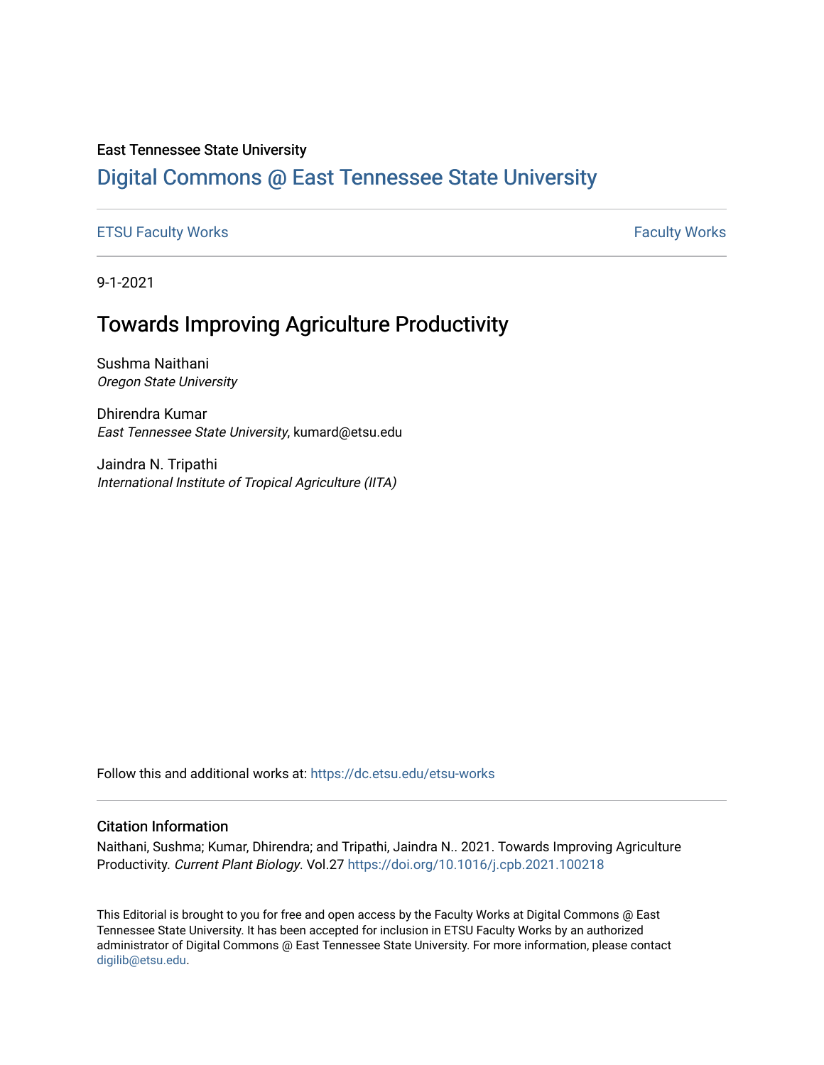East Tennessee State University

# Digital Commons @ East Tennessee State University

ETSU Faculty Works | Faculty Works

9-1-2021

## Towards Improving Agriculture Productivity

Sushma Naithani
*Oregon State University*

Dhirendra Kumar
*East Tennessee State University*, kumard@etsu.edu

Jaindra N. Tripathi
*International Institute of Tropical Agriculture (IITA)*

Follow this and additional works at: https://dc.etsu.edu/etsu-works

### Citation Information

Naithani, Sushma; Kumar, Dhirendra; and Tripathi, Jaindra N.. 2021. Towards Improving Agriculture Productivity. *Current Plant Biology*. Vol.27 https://doi.org/10.1016/j.cpb.2021.100218

This Editorial is brought to you for free and open access by the Faculty Works at Digital Commons @ East Tennessee State University. It has been accepted for inclusion in ETSU Faculty Works by an authorized administrator of Digital Commons @ East Tennessee State University. For more information, please contact digilib@etsu.edu.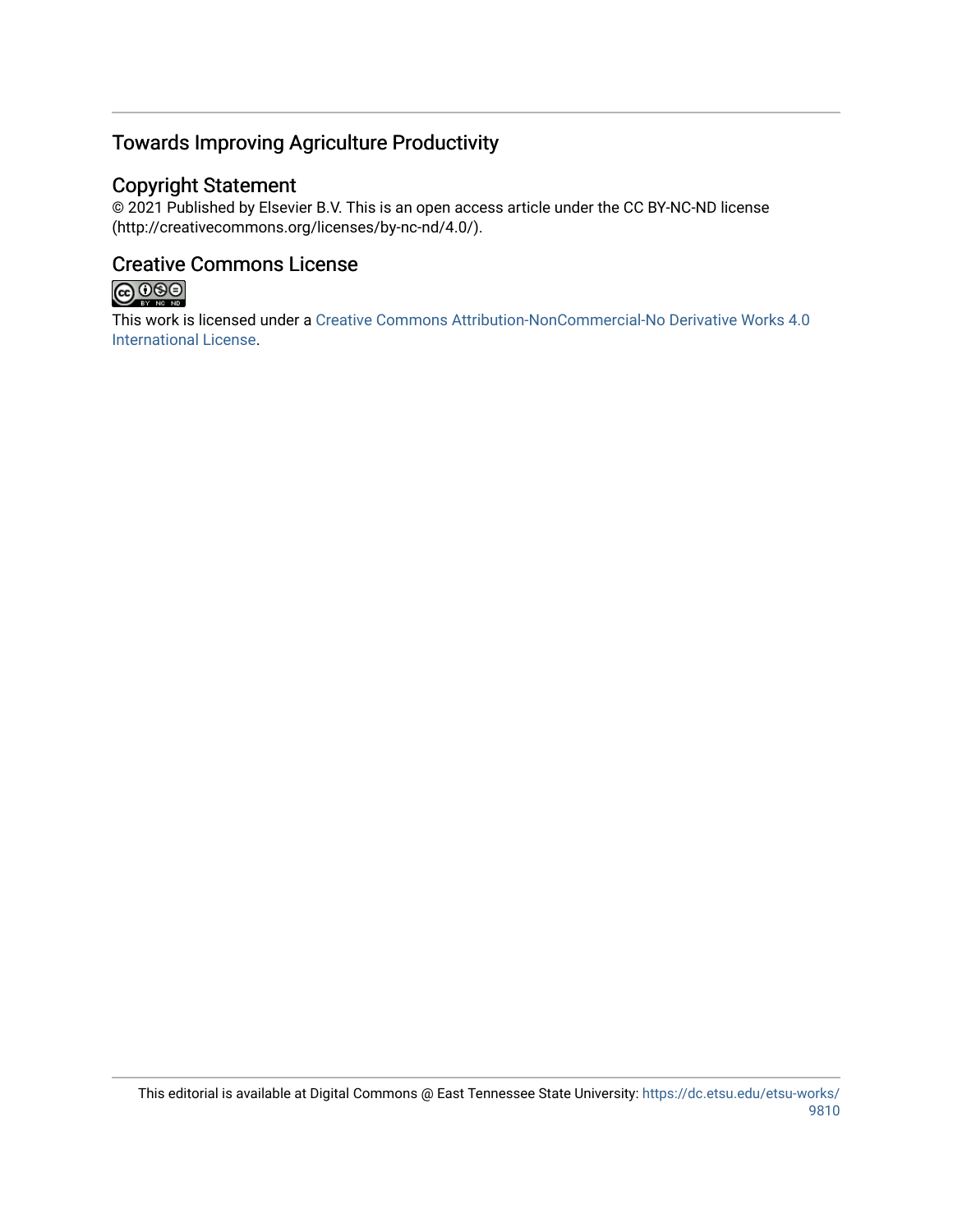## Towards Improving Agriculture Productivity

## Copyright Statement

© 2021 Published by Elsevier B.V. This is an open access article under the CC BY-NC-ND license (http://creativecommons.org/licenses/by-nc-nd/4.0/).

## Creative Commons License

This work is licensed under a Creative Commons Attribution-NonCommercial-No Derivative Works 4.0 International License.

This editorial is available at Digital Commons @ East Tennessee State University: https://dc.etsu.edu/etsu-works/9810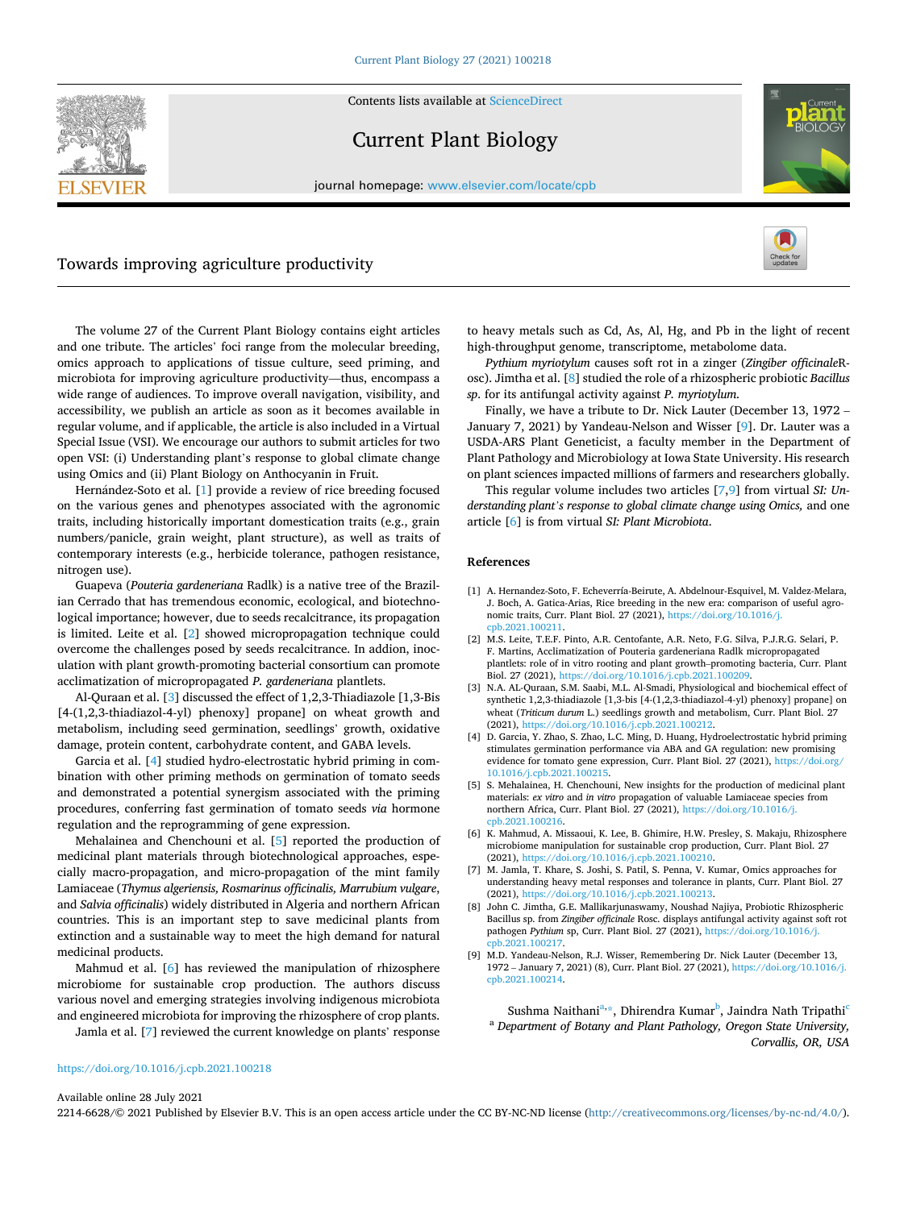# Towards improving agriculture productivity

The volume 27 of the Current Plant Biology contains eight articles and one tribute. The articles' foci range from the molecular breeding, omics approach to applications of tissue culture, seed priming, and microbiota for improving agriculture productivity—thus, encompass a wide range of audiences. To improve overall navigation, visibility, and accessibility, we publish an article as soon as it becomes available in regular volume, and if applicable, the article is also included in a Virtual Special Issue (VSI). We encourage our authors to submit articles for two open VSI: (i) Understanding plant's response to global climate change using Omics and (ii) Plant Biology on Anthocyanin in Fruit.

Hernández-Soto et al. [1] provide a review of rice breeding focused on the various genes and phenotypes associated with the agronomic traits, including historically important domestication traits (e.g., grain numbers/panicle, grain weight, plant structure), as well as traits of contemporary interests (e.g., herbicide tolerance, pathogen resistance, nitrogen use).

Guapeva (*Pouteria gardeneriana* Radlk) is a native tree of the Brazilian Cerrado that has tremendous economic, ecological, and biotechnological importance; however, due to seeds recalcitrance, its propagation is limited. Leite et al. [2] showed micropropagation technique could overcome the challenges posed by seeds recalcitrance. In addion, inoculation with plant growth-promoting bacterial consortium can promote acclimatization of micropropagated *P. gardeneriana* plantlets.

Al-Quraan et al. [3] discussed the effect of 1,2,3-Thiadiazole [1,3-Bis [4-(1,2,3-thiadiazol-4-yl) phenoxy] propane] on wheat growth and metabolism, including seed germination, seedlings' growth, oxidative damage, protein content, carbohydrate content, and GABA levels.

Garcia et al. [4] studied hydro-electrostatic hybrid priming in combination with other priming methods on germination of tomato seeds and demonstrated a potential synergism associated with the priming procedures, conferring fast germination of tomato seeds *via* hormone regulation and the reprogramming of gene expression.

Mehalainea and Chenchouni et al. [5] reported the production of medicinal plant materials through biotechnological approaches, especially macro-propagation, and micro-propagation of the mint family Lamiaceae (*Thymus algeriensis, Rosmarinus officinalis, Marrubium vulgare*, and *Salvia officinalis*) widely distributed in Algeria and northern African countries. This is an important step to save medicinal plants from extinction and a sustainable way to meet the high demand for natural medicinal products.

Mahmud et al. [6] has reviewed the manipulation of rhizosphere microbiome for sustainable crop production. The authors discuss various novel and emerging strategies involving indigenous microbiota and engineered microbiota for improving the rhizosphere of crop plants.

Jamla et al. [7] reviewed the current knowledge on plants' response to heavy metals such as Cd, As, Al, Hg, and Pb in the light of recent high-throughput genome, transcriptome, metabolome data.

*Pythium myriotylum* causes soft rot in a zinger (*Zingiber officinale*R-osc). Jimtha et al. [8] studied the role of a rhizospheric probiotic *Bacillus sp.* for its antifungal activity against *P. myriotylum.*

Finally, we have a tribute to Dr. Nick Lauter (December 13, 1972 – January 7, 2021) by Yandeau-Nelson and Wisser [9]. Dr. Lauter was a USDA-ARS Plant Geneticist, a faculty member in the Department of Plant Pathology and Microbiology at Iowa State University. His research on plant sciences impacted millions of farmers and researchers globally.

This regular volume includes two articles [7,9] from virtual *SI: Understanding plant's response to global climate change using Omics,* and one article [6] is from virtual *SI: Plant Microbiota*.

## References

[1] A. Hernandez-Soto, F. Echeverría-Beirute, A. Abdelnour-Esquivel, M. Valdez-Melara, J. Boch, A. Gatica-Arias, Rice breeding in the new era: comparison of useful agronomic traits, Curr. Plant Biol. 27 (2021), https://doi.org/10.1016/j.cpb.2021.100211.

[2] M.S. Leite, T.E.F. Pinto, A.R. Centofante, A.R. Neto, F.G. Silva, P.J.R.G. Selari, P. F. Martins, Acclimatization of Pouteria gardeneriana Radlk micropropagated plantlets: role of in vitro rooting and plant growth–promoting bacteria, Curr. Plant Biol. 27 (2021), https://doi.org/10.1016/j.cpb.2021.100209.

[3] N.A. AL-Quraan, S.M. Saabi, M.L. Al-Smadi, Physiological and biochemical effect of synthetic 1,2,3-thiadiazole [1,3-bis [4-(1,2,3-thiadiazol-4-yl) phenoxy] propane] on wheat (*Triticum durum* L.) seedlings growth and metabolism, Curr. Plant Biol. 27 (2021), https://doi.org/10.1016/j.cpb.2021.100212.

[4] D. Garcia, Y. Zhao, S. Zhao, L.C. Ming, D. Huang, Hydroelectrostatic hybrid priming stimulates germination performance via ABA and GA regulation: new promising evidence for tomato gene expression, Curr. Plant Biol. 27 (2021), https://doi.org/10.1016/j.cpb.2021.100215.

[5] S. Mehalainea, H. Chenchouni, New insights for the production of medicinal plant materials: *ex vitro* and *in vitro* propagation of valuable Lamiaceae species from northern Africa, Curr. Plant Biol. 27 (2021), https://doi.org/10.1016/j.cpb.2021.100216.

[6] K. Mahmud, A. Missaoui, K. Lee, B. Ghimire, H.W. Presley, S. Makaju, Rhizosphere microbiome manipulation for sustainable crop production, Curr. Plant Biol. 27 (2021), https://doi.org/10.1016/j.cpb.2021.100210.

[7] M. Jamla, T. Khare, S. Joshi, S. Patil, S. Penna, V. Kumar, Omics approaches for understanding heavy metal responses and tolerance in plants, Curr. Plant Biol. 27 (2021), https://doi.org/10.1016/j.cpb.2021.100213.

[8] John C. Jimtha, G.E. Mallikarjunaswamy, Noushad Najiya, Probiotic Rhizospheric Bacillus sp. from *Zingiber officinale* Rosc. displays antifungal activity against soft rot pathogen *Pythium* sp, Curr. Plant Biol. 27 (2021), https://doi.org/10.1016/j.cpb.2021.100217.

[9] M.D. Yandeau-Nelson, R.J. Wisser, Remembering Dr. Nick Lauter (December 13, 1972 – January 7, 2021) (8), Curr. Plant Biol. 27 (2021), https://doi.org/10.1016/j.cpb.2021.100214.

Sushma Naithani[a,*], Dhirendra Kumar[b], Jaindra Nath Tripathi[c]

[a] *Department of Botany and Plant Pathology, Oregon State University, Corvallis, OR, USA*

https://doi.org/10.1016/j.cpb.2021.100218

Available online 28 July 2021

2214-6628/© 2021 Published by Elsevier B.V. This is an open access article under the CC BY-NC-ND license (http://creativecommons.org/licenses/by-nc-nd/4.0/).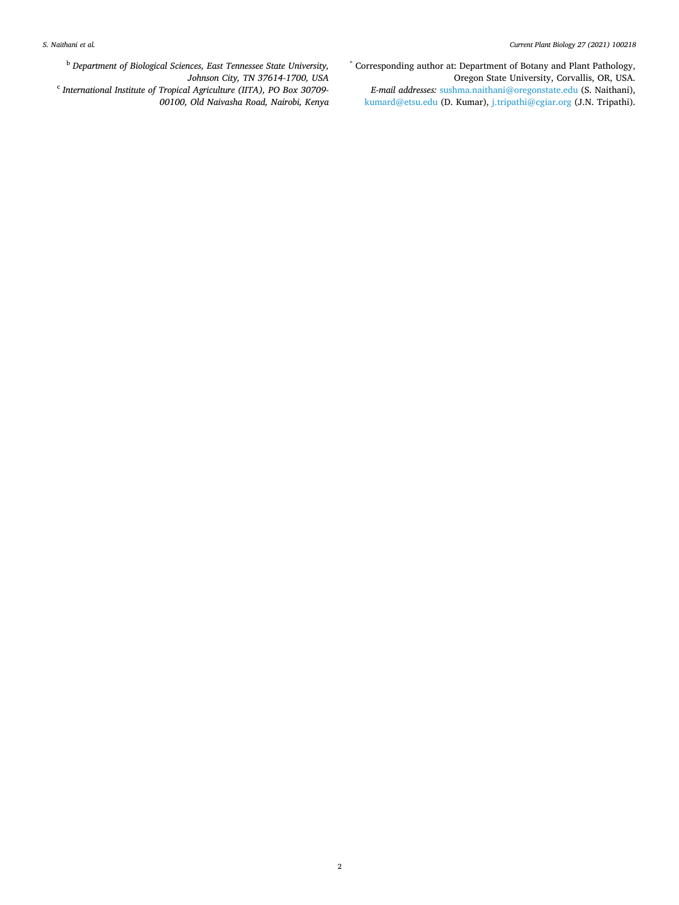[b] *Department of Biological Sciences, East Tennessee State University, Johnson City, TN 37614-1700, USA*

[c] *International Institute of Tropical Agriculture (IITA), PO Box 30709-00100, Old Naivasha Road, Nairobi, Kenya*

[*] Corresponding author at: Department of Botany and Plant Pathology, Oregon State University, Corvallis, OR, USA.

*E-mail addresses:* sushma.naithani@oregonstate.edu (S. Naithani), kumard@etsu.edu (D. Kumar), j.tripathi@cgiar.org (J.N. Tripathi).